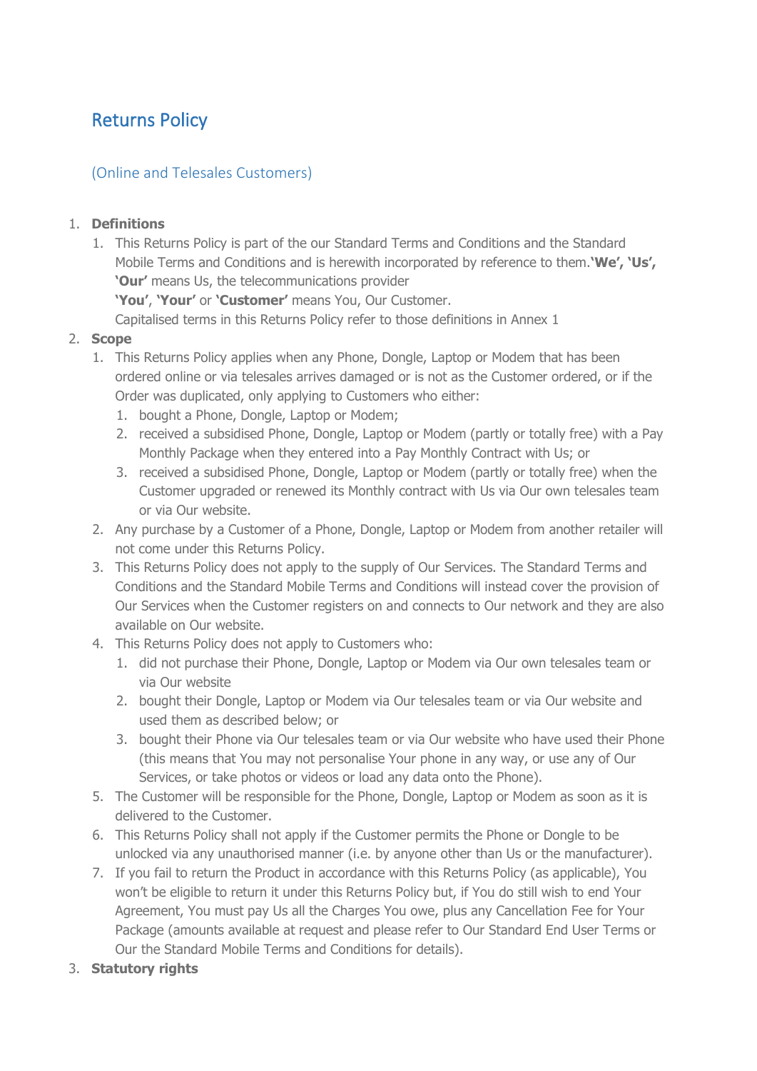# Returns Policy

## (Online and Telesales Customers)

1. **Definitions**
    1. This Returns Policy is part of the our Standard Terms and Conditions and the Standard Mobile Terms and Conditions and is herewith incorporated by reference to them.**'We', 'Us', 'Our'** means Us, the telecommunications provider
    **'You'**, **'Your'** or **'Customer'** means You, Our Customer.
    Capitalised terms in this Returns Policy refer to those definitions in Annex 1
2. **Scope**
    1. This Returns Policy applies when any Phone, Dongle, Laptop or Modem that has been ordered online or via telesales arrives damaged or is not as the Customer ordered, or if the Order was duplicated, only applying to Customers who either:
        1. bought a Phone, Dongle, Laptop or Modem;
        2. received a subsidised Phone, Dongle, Laptop or Modem (partly or totally free) with a Pay Monthly Package when they entered into a Pay Monthly Contract with Us; or
        3. received a subsidised Phone, Dongle, Laptop or Modem (partly or totally free) when the Customer upgraded or renewed its Monthly contract with Us via Our own telesales team or via Our website.
    2. Any purchase by a Customer of a Phone, Dongle, Laptop or Modem from another retailer will not come under this Returns Policy.
    3. This Returns Policy does not apply to the supply of Our Services. The Standard Terms and Conditions and the Standard Mobile Terms and Conditions will instead cover the provision of Our Services when the Customer registers on and connects to Our network and they are also available on Our website.
    4. This Returns Policy does not apply to Customers who:
        1. did not purchase their Phone, Dongle, Laptop or Modem via Our own telesales team or via Our website
        2. bought their Dongle, Laptop or Modem via Our telesales team or via Our website and used them as described below; or
        3. bought their Phone via Our telesales team or via Our website who have used their Phone (this means that You may not personalise Your phone in any way, or use any of Our Services, or take photos or videos or load any data onto the Phone).
    5. The Customer will be responsible for the Phone, Dongle, Laptop or Modem as soon as it is delivered to the Customer.
    6. This Returns Policy shall not apply if the Customer permits the Phone or Dongle to be unlocked via any unauthorised manner (i.e. by anyone other than Us or the manufacturer).
    7. If you fail to return the Product in accordance with this Returns Policy (as applicable), You won't be eligible to return it under this Returns Policy but, if You do still wish to end Your Agreement, You must pay Us all the Charges You owe, plus any Cancellation Fee for Your Package (amounts available at request and please refer to Our Standard End User Terms or Our the Standard Mobile Terms and Conditions for details).
3. **Statutory rights**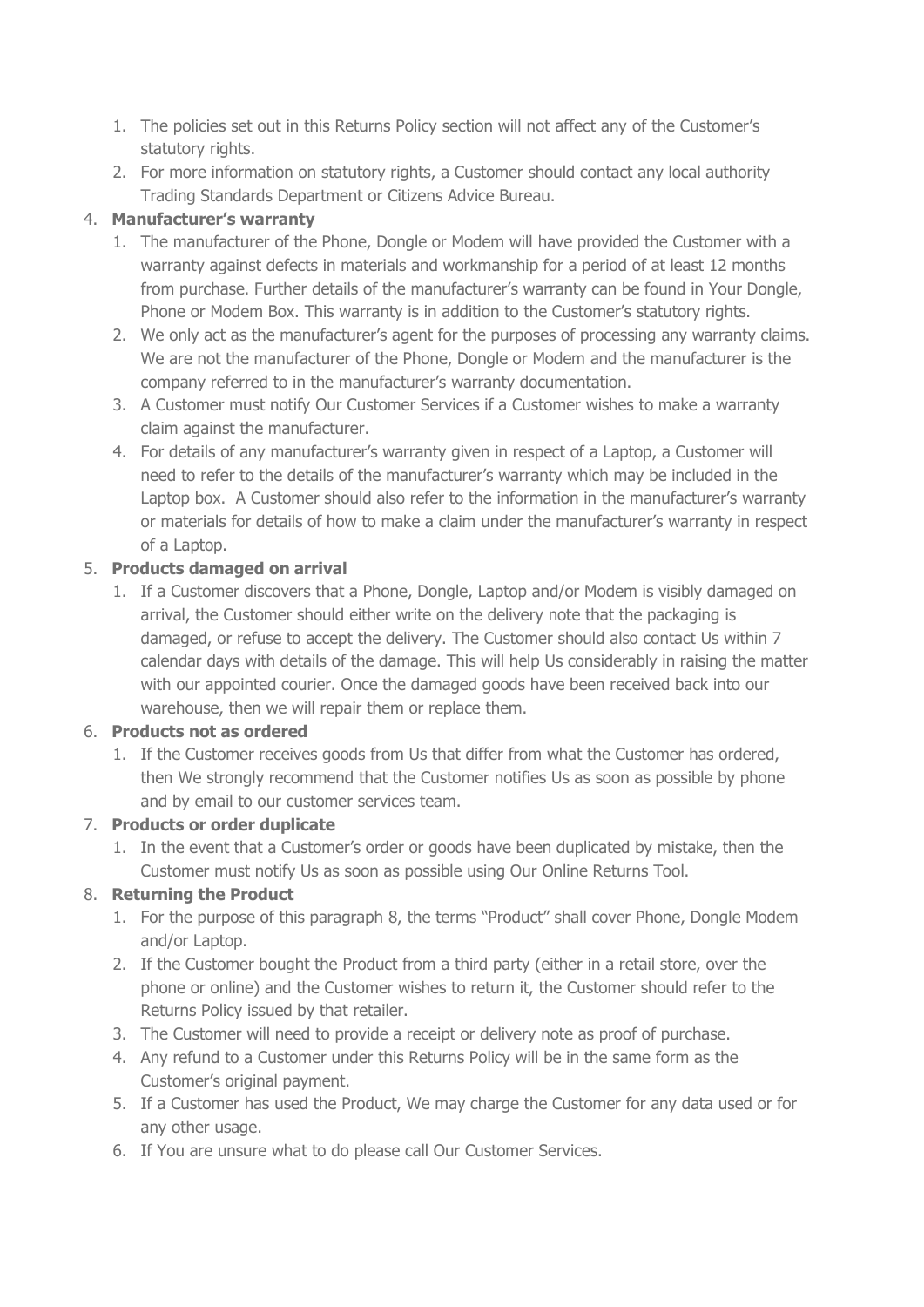1. The policies set out in this Returns Policy section will not affect any of the Customer's statutory rights.
2. For more information on statutory rights, a Customer should contact any local authority Trading Standards Department or Citizens Advice Bureau.

4. **Manufacturer's warranty**
    1. The manufacturer of the Phone, Dongle or Modem will have provided the Customer with a warranty against defects in materials and workmanship for a period of at least 12 months from purchase. Further details of the manufacturer's warranty can be found in Your Dongle, Phone or Modem Box. This warranty is in addition to the Customer's statutory rights.
    2. We only act as the manufacturer's agent for the purposes of processing any warranty claims. We are not the manufacturer of the Phone, Dongle or Modem and the manufacturer is the company referred to in the manufacturer's warranty documentation.
    3. A Customer must notify Our Customer Services if a Customer wishes to make a warranty claim against the manufacturer.
    4. For details of any manufacturer's warranty given in respect of a Laptop, a Customer will need to refer to the details of the manufacturer's warranty which may be included in the Laptop box. A Customer should also refer to the information in the manufacturer's warranty or materials for details of how to make a claim under the manufacturer's warranty in respect of a Laptop.

5. **Products damaged on arrival**
    1. If a Customer discovers that a Phone, Dongle, Laptop and/or Modem is visibly damaged on arrival, the Customer should either write on the delivery note that the packaging is damaged, or refuse to accept the delivery. The Customer should also contact Us within 7 calendar days with details of the damage. This will help Us considerably in raising the matter with our appointed courier. Once the damaged goods have been received back into our warehouse, then we will repair them or replace them.

6. **Products not as ordered**
    1. If the Customer receives goods from Us that differ from what the Customer has ordered, then We strongly recommend that the Customer notifies Us as soon as possible by phone and by email to our customer services team.

7. **Products or order duplicate**
    1. In the event that a Customer's order or goods have been duplicated by mistake, then the Customer must notify Us as soon as possible using Our Online Returns Tool.

8. **Returning the Product**
    1. For the purpose of this paragraph 8, the terms "Product" shall cover Phone, Dongle Modem and/or Laptop.
    2. If the Customer bought the Product from a third party (either in a retail store, over the phone or online) and the Customer wishes to return it, the Customer should refer to the Returns Policy issued by that retailer.
    3. The Customer will need to provide a receipt or delivery note as proof of purchase.
    4. Any refund to a Customer under this Returns Policy will be in the same form as the Customer's original payment.
    5. If a Customer has used the Product, We may charge the Customer for any data used or for any other usage.
    6. If You are unsure what to do please call Our Customer Services.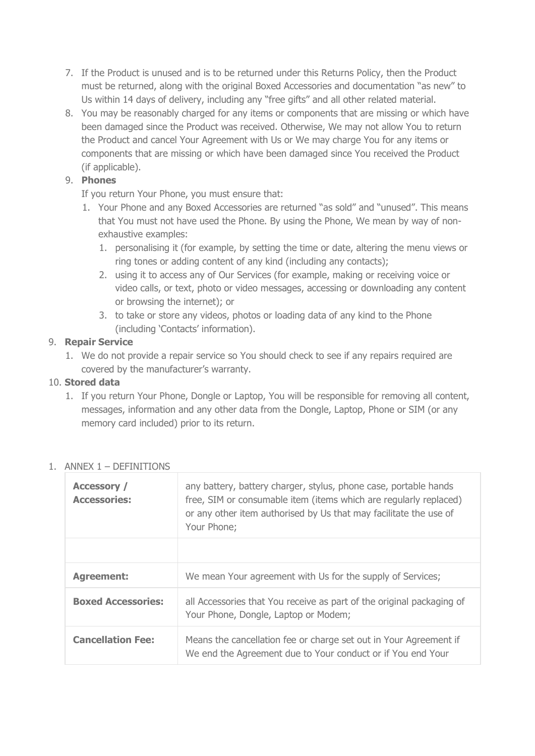7. If the Product is unused and is to be returned under this Returns Policy, then the Product must be returned, along with the original Boxed Accessories and documentation "as new" to Us within 14 days of delivery, including any "free gifts" and all other related material.
8. You may be reasonably charged for any items or components that are missing or which have been damaged since the Product was received. Otherwise, We may not allow You to return the Product and cancel Your Agreement with Us or We may charge You for any items or components that are missing or which have been damaged since You received the Product (if applicable).
9. **Phones**

   If you return Your Phone, you must ensure that:

   1. Your Phone and any Boxed Accessories are returned "as sold" and "unused". This means that You must not have used the Phone. By using the Phone, We mean by way of non-exhaustive examples:
      1. personalising it (for example, by setting the time or date, altering the menu views or ring tones or adding content of any kind (including any contacts);
      2. using it to access any of Our Services (for example, making or receiving voice or video calls, or text, photo or video messages, accessing or downloading any content or browsing the internet); or
      3. to take or store any videos, photos or loading data of any kind to the Phone (including 'Contacts' information).

9. **Repair Service**
   1. We do not provide a repair service so You should check to see if any repairs required are covered by the manufacturer's warranty.

10. **Stored data**
    1. If you return Your Phone, Dongle or Laptop, You will be responsible for removing all content, messages, information and any other data from the Dongle, Laptop, Phone or SIM (or any memory card included) prior to its return.

1. ANNEX 1 – DEFINITIONS

| | |
|---|---|
| **Accessory / Accessories:** | any battery, battery charger, stylus, phone case, portable hands free, SIM or consumable item (items which are regularly replaced) or any other item authorised by Us that may facilitate the use of Your Phone; |
| | |
| **Agreement:** | We mean Your agreement with Us for the supply of Services; |
| **Boxed Accessories:** | all Accessories that You receive as part of the original packaging of Your Phone, Dongle, Laptop or Modem; |
| **Cancellation Fee:** | Means the cancellation fee or charge set out in Your Agreement if We end the Agreement due to Your conduct or if You end Your |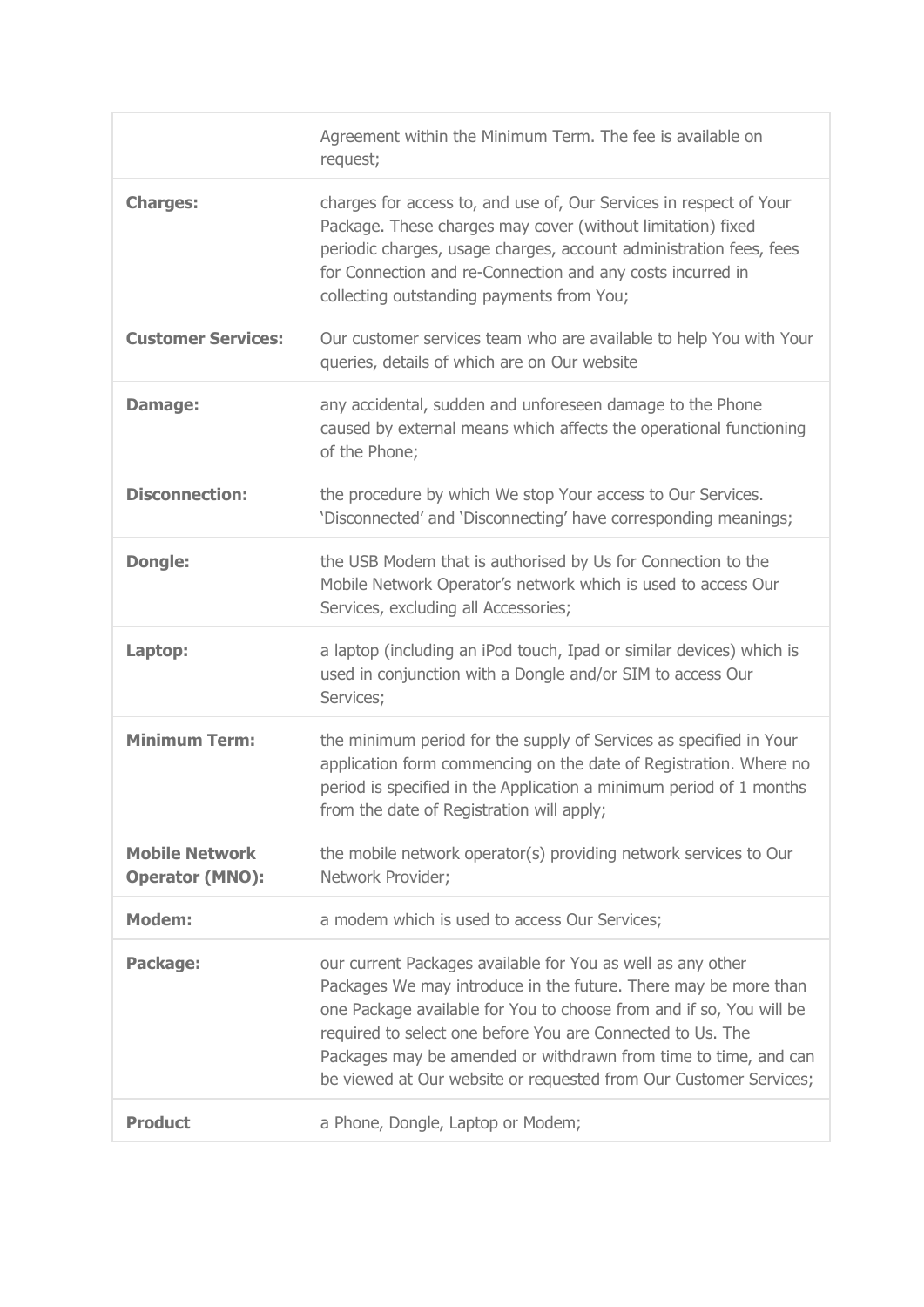|  |  |
| --- | --- |
|  | Agreement within the Minimum Term. The fee is available on request; |
| **Charges:** | charges for access to, and use of, Our Services in respect of Your Package. These charges may cover (without limitation) fixed periodic charges, usage charges, account administration fees, fees for Connection and re-Connection and any costs incurred in collecting outstanding payments from You; |
| **Customer Services:** | Our customer services team who are available to help You with Your queries, details of which are on Our website |
| **Damage:** | any accidental, sudden and unforeseen damage to the Phone caused by external means which affects the operational functioning of the Phone; |
| **Disconnection:** | the procedure by which We stop Your access to Our Services. 'Disconnected' and 'Disconnecting' have corresponding meanings; |
| **Dongle:** | the USB Modem that is authorised by Us for Connection to the Mobile Network Operator's network which is used to access Our Services, excluding all Accessories; |
| **Laptop:** | a laptop (including an iPod touch, Ipad or similar devices) which is used in conjunction with a Dongle and/or SIM to access Our Services; |
| **Minimum Term:** | the minimum period for the supply of Services as specified in Your application form commencing on the date of Registration. Where no period is specified in the Application a minimum period of 1 months from the date of Registration will apply; |
| **Mobile Network Operator (MNO):** | the mobile network operator(s) providing network services to Our Network Provider; |
| **Modem:** | a modem which is used to access Our Services; |
| **Package:** | our current Packages available for You as well as any other Packages We may introduce in the future. There may be more than one Package available for You to choose from and if so, You will be required to select one before You are Connected to Us. The Packages may be amended or withdrawn from time to time, and can be viewed at Our website or requested from Our Customer Services; |
| **Product** | a Phone, Dongle, Laptop or Modem; |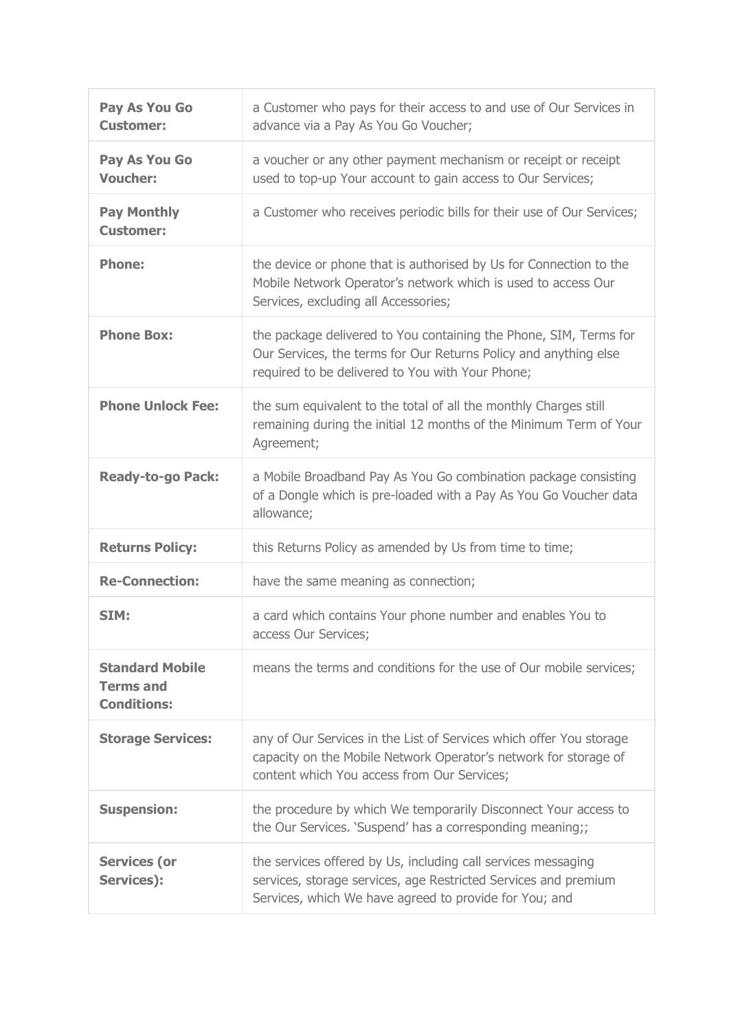| | |
|---|---|
| **Pay As You Go Customer:** | a Customer who pays for their access to and use of Our Services in advance via a Pay As You Go Voucher; |
| **Pay As You Go Voucher:** | a voucher or any other payment mechanism or receipt or receipt used to top-up Your account to gain access to Our Services; |
| **Pay Monthly Customer:** | a Customer who receives periodic bills for their use of Our Services; |
| **Phone:** | the device or phone that is authorised by Us for Connection to the Mobile Network Operator's network which is used to access Our Services, excluding all Accessories; |
| **Phone Box:** | the package delivered to You containing the Phone, SIM, Terms for Our Services, the terms for Our Returns Policy and anything else required to be delivered to You with Your Phone; |
| **Phone Unlock Fee:** | the sum equivalent to the total of all the monthly Charges still remaining during the initial 12 months of the Minimum Term of Your Agreement; |
| **Ready-to-go Pack:** | a Mobile Broadband Pay As You Go combination package consisting of a Dongle which is pre-loaded with a Pay As You Go Voucher data allowance; |
| **Returns Policy:** | this Returns Policy as amended by Us from time to time; |
| **Re-Connection:** | have the same meaning as connection; |
| **SIM:** | a card which contains Your phone number and enables You to access Our Services; |
| **Standard Mobile Terms and Conditions:** | means the terms and conditions for the use of Our mobile services; |
| **Storage Services:** | any of Our Services in the List of Services which offer You storage capacity on the Mobile Network Operator's network for storage of content which You access from Our Services; |
| **Suspension:** | the procedure by which We temporarily Disconnect Your access to the Our Services. 'Suspend' has a corresponding meaning;; |
| **Services (or Services):** | the services offered by Us, including call services messaging services, storage services, age Restricted Services and premium Services, which We have agreed to provide for You; and |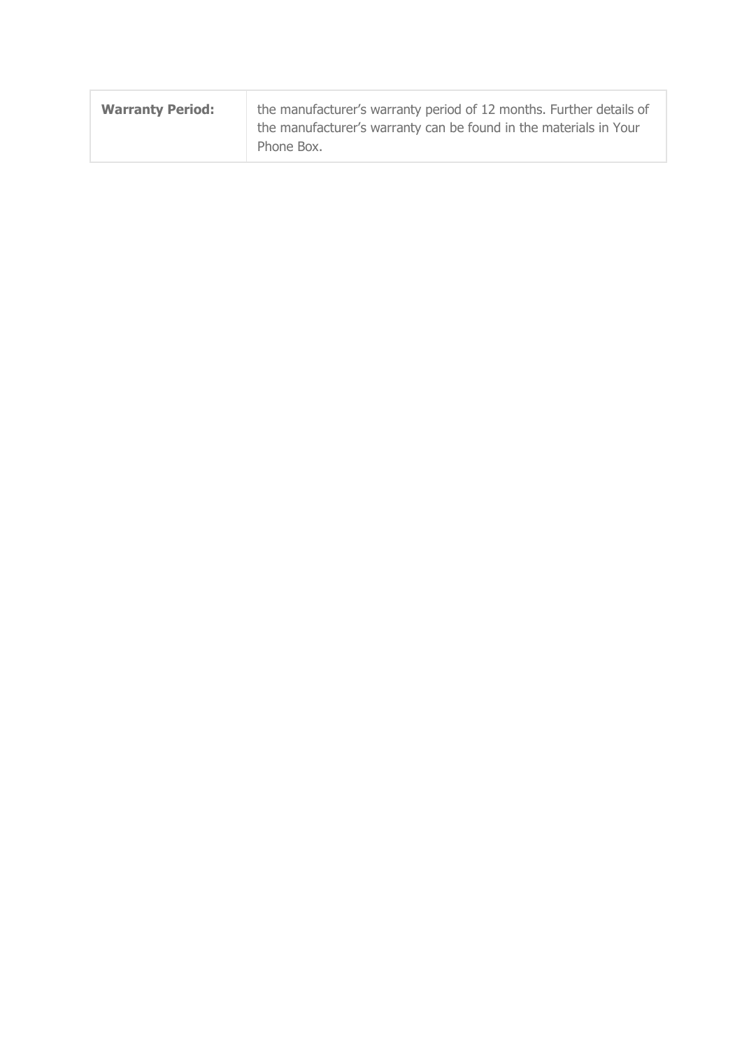| | |
|---|---|
| **Warranty Period:** | the manufacturer's warranty period of 12 months. Further details of the manufacturer's warranty can be found in the materials in Your Phone Box. |